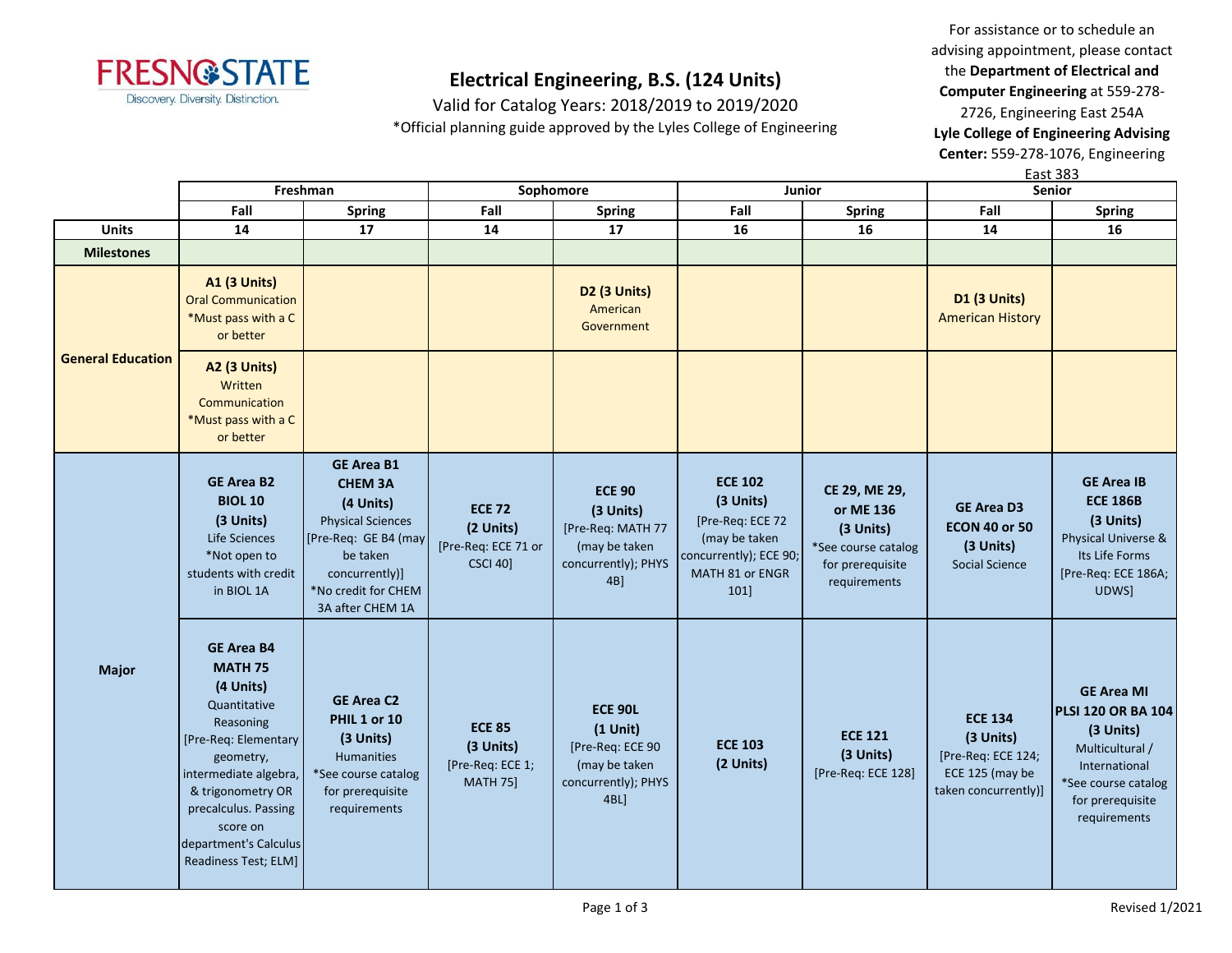# Electrical Engineering, B.S. (124 Units)

Valid for Catalog Years: 2018/2019 to 2019/2020

*Official planning guide approved by the Lyles College of Engineering

For assistance or to schedule an advising appointment, please contact the **Department of Electrical and Computer Engineering** at 559-278-2726, Engineering East 254A
**Lyle College of Engineering Advising Center:** 559-278-1076, Engineering East 383

| | Freshman | | Sophomore | | Junior | | Senior | |
|---|---|---|---|---|---|---|---|---|
| | Fall | Spring | Fall | Spring | Fall | Spring | Fall | Spring |
| **Units** | 14 | 17 | 14 | 17 | 16 | 16 | 14 | 16 |
| **Milestones** | | | | | | | | |
| **General Education** | **A1 (3 Units)** Oral Communication *Must pass with a C or better | | | **D2 (3 Units)** American Government | | | **D1 (3 Units)** American History | |
| | **A2 (3 Units)** Written Communication *Must pass with a C or better | | | | | | | |
| **Major** | **GE Area B2 BIOL 10 (3 Units)** Life Sciences *Not open to students with credit in BIOL 1A | **GE Area B1 CHEM 3A (4 Units)** Physical Sciences [Pre-Req: GE B4 (may be taken concurrently)] *No credit for CHEM 3A after CHEM 1A | **ECE 72 (2 Units)** [Pre-Req: ECE 71 or CSCI 40] | **ECE 90 (3 Units)** [Pre-Req: MATH 77 (may be taken concurrently); PHYS 4B] | **ECE 102 (3 Units)** [Pre-Req: ECE 72 (may be taken concurrently); ECE 90; MATH 81 or ENGR 101] | **CE 29, ME 29, or ME 136 (3 Units)** *See course catalog for prerequisite requirements | **GE Area D3 ECON 40 or 50 (3 Units)** Social Science | **GE Area IB ECE 186B (3 Units)** Physical Universe & Its Life Forms [Pre-Req: ECE 186A; UDWS] |
| | **GE Area B4 MATH 75 (4 Units)** Quantitative Reasoning [Pre-Req: Elementary geometry, intermediate algebra, & trigonometry OR precalculus. Passing score on department's Calculus Readiness Test; ELM] | **GE Area C2 PHIL 1 or 10 (3 Units)** Humanities *See course catalog for prerequisite requirements | **ECE 85 (3 Units)** [Pre-Req: ECE 1; MATH 75] | **ECE 90L (1 Unit)** [Pre-Req: ECE 90 (may be taken concurrently); PHYS 4BL] | **ECE 103 (2 Units)** | **ECE 121 (3 Units)** [Pre-Req: ECE 128] | **ECE 134 (3 Units)** [Pre-Req: ECE 124; ECE 125 (may be taken concurrently)] | **GE Area MI PLSI 120 OR BA 104 (3 Units)** Multicultural / International *See course catalog for prerequisite requirements |

Revised 1/2021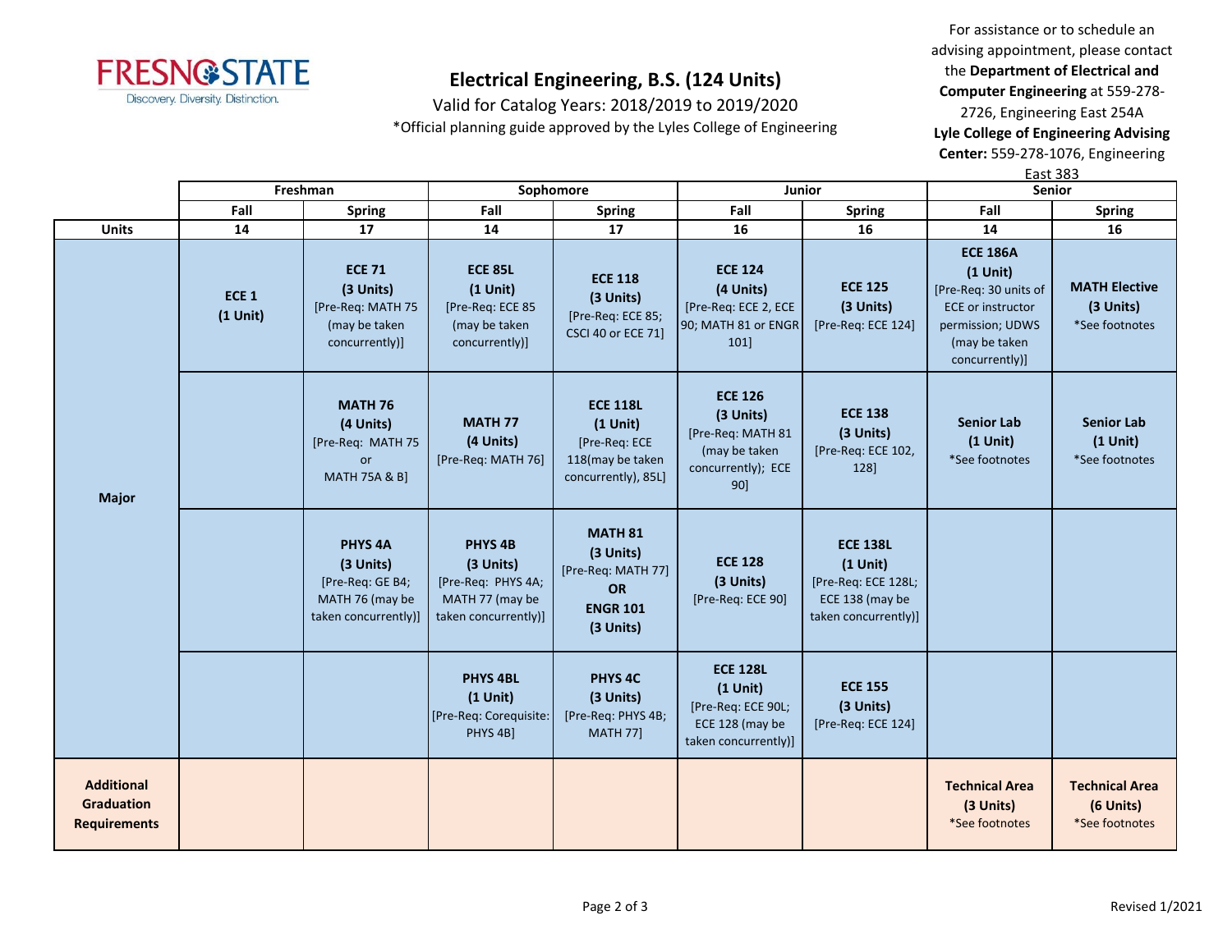# Electrical Engineering, B.S. (124 Units)

Valid for Catalog Years: 2018/2019 to 2019/2020

*Official planning guide approved by the Lyles College of Engineering

For assistance or to schedule an advising appointment, please contact the **Department of Electrical and Computer Engineering** at 559-278-2726, Engineering East 254A

**Lyle College of Engineering Advising Center:** 559-278-1076, Engineering East 383

| | Freshman | | Sophomore | | Junior | | Senior | |
|---|---|---|---|---|---|---|---|---|
| | Fall | Spring | Fall | Spring | Fall | Spring | Fall | Spring |
| **Units** | 14 | 17 | 14 | 17 | 16 | 16 | 14 | 16 |
| **Major** | **ECE 1 (1 Unit)** | **ECE 71 (3 Units)** [Pre-Req: MATH 75 (may be taken concurrently)] | **ECE 85L (1 Unit)** [Pre-Req: ECE 85 (may be taken concurrently)] | **ECE 118 (3 Units)** [Pre-Req: ECE 85; CSCI 40 or ECE 71] | **ECE 124 (4 Units)** [Pre-Req: ECE 2, ECE 90; MATH 81 or ENGR 101] | **ECE 125 (3 Units)** [Pre-Req: ECE 124] | **ECE 186A (1 Unit)** [Pre-Req: 30 units of ECE or instructor permission; UDWS (may be taken concurrently)] | **MATH Elective (3 Units)** *See footnotes |
| | | **MATH 76 (4 Units)** [Pre-Req: MATH 75 or MATH 75A & B] | **MATH 77 (4 Units)** [Pre-Req: MATH 76] | **ECE 118L (1 Unit)** [Pre-Req: ECE 118(may be taken concurrently), 85L] | **ECE 126 (3 Units)** [Pre-Req: MATH 81 (may be taken concurrently); ECE 90] | **ECE 138 (3 Units)** [Pre-Req: ECE 102, 128] | **Senior Lab (1 Unit)** *See footnotes | **Senior Lab (1 Unit)** *See footnotes |
| | | **PHYS 4A (3 Units)** [Pre-Req: GE B4; MATH 76 (may be taken concurrently)] | **PHYS 4B (3 Units)** [Pre-Req: PHYS 4A; MATH 77 (may be taken concurrently)] | **MATH 81 (3 Units)** [Pre-Req: MATH 77] **OR** **ENGR 101 (3 Units)** | **ECE 128 (3 Units)** [Pre-Req: ECE 90] | **ECE 138L (1 Unit)** [Pre-Req: ECE 128L; ECE 138 (may be taken concurrently)] | | |
| | | | **PHYS 4BL (1 Unit)** [Pre-Req: Corequisite: PHYS 4B] | **PHYS 4C (3 Units)** [Pre-Req: PHYS 4B; MATH 77] | **ECE 128L (1 Unit)** [Pre-Req: ECE 90L; ECE 128 (may be taken concurrently)] | **ECE 155 (3 Units)** [Pre-Req: ECE 124] | | |
| **Additional Graduation Requirements** | | | | | | | **Technical Area (3 Units)** *See footnotes | **Technical Area (6 Units)** *See footnotes |

Revised 1/2021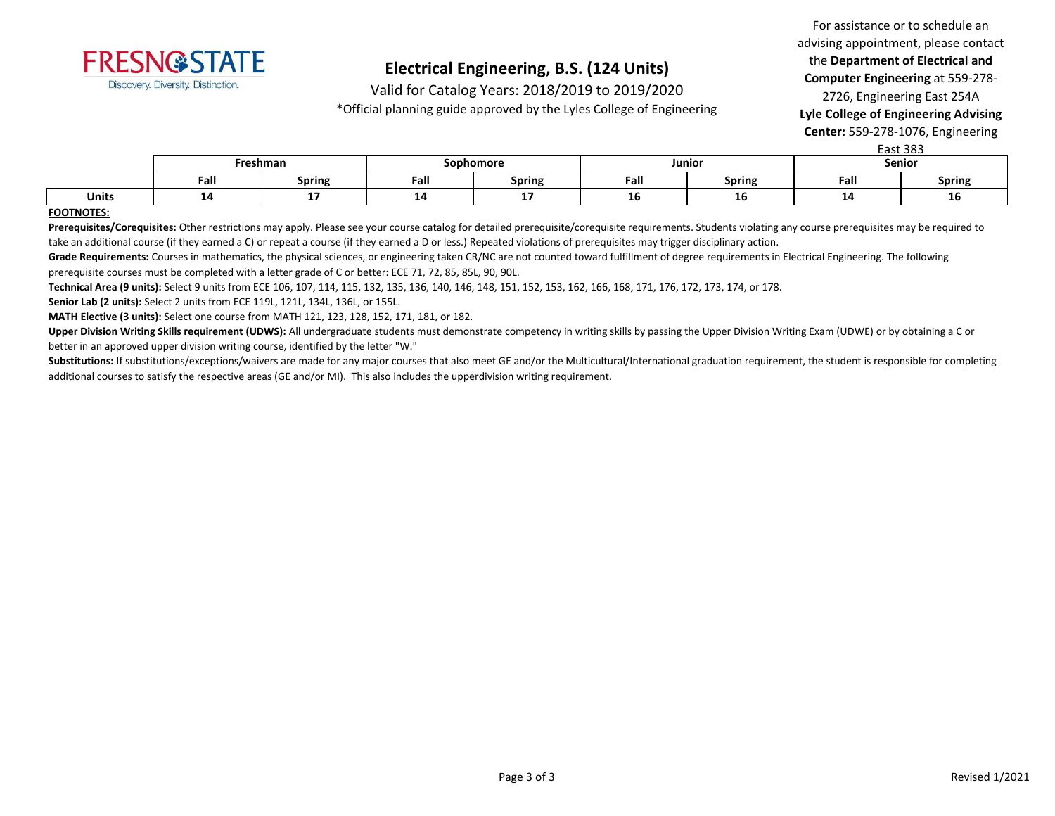# Electrical Engineering, B.S. (124 Units)

Valid for Catalog Years: 2018/2019 to 2019/2020

*Official planning guide approved by the Lyles College of Engineering

For assistance or to schedule an advising appointment, please contact the **Department of Electrical and Computer Engineering** at 559-278-2726, Engineering East 254A

**Lyle College of Engineering Advising Center:** 559-278-1076, Engineering East 383

| | Freshman | | Sophomore | | Junior | | Senior | |
|---|---|---|---|---|---|---|---|---|
| | Fall | Spring | Fall | Spring | Fall | Spring | Fall | Spring |
| **Units** | 14 | 17 | 14 | 17 | 16 | 16 | 14 | 16 |

**FOOTNOTES:**

**Prerequisites/Corequisites:** Other restrictions may apply. Please see your course catalog for detailed prerequisite/corequisite requirements. Students violating any course prerequisites may be required to take an additional course (if they earned a C) or repeat a course (if they earned a D or less.) Repeated violations of prerequisites may trigger disciplinary action.

**Grade Requirements:** Courses in mathematics, the physical sciences, or engineering taken CR/NC are not counted toward fulfillment of degree requirements in Electrical Engineering. The following prerequisite courses must be completed with a letter grade of C or better: ECE 71, 72, 85, 85L, 90, 90L.

**Technical Area (9 units):** Select 9 units from ECE 106, 107, 114, 115, 132, 135, 136, 140, 146, 148, 151, 152, 153, 162, 166, 168, 171, 176, 172, 173, 174, or 178.

**Senior Lab (2 units):** Select 2 units from ECE 119L, 121L, 134L, 136L, or 155L.

**MATH Elective (3 units):** Select one course from MATH 121, 123, 128, 152, 171, 181, or 182.

**Upper Division Writing Skills requirement (UDWS):** All undergraduate students must demonstrate competency in writing skills by passing the Upper Division Writing Exam (UDWE) or by obtaining a C or better in an approved upper division writing course, identified by the letter "W."

**Substitutions:** If substitutions/exceptions/waivers are made for any major courses that also meet GE and/or the Multicultural/International graduation requirement, the student is responsible for completing additional courses to satisfy the respective areas (GE and/or MI). This also includes the upperdivision writing requirement.

Revised 1/2021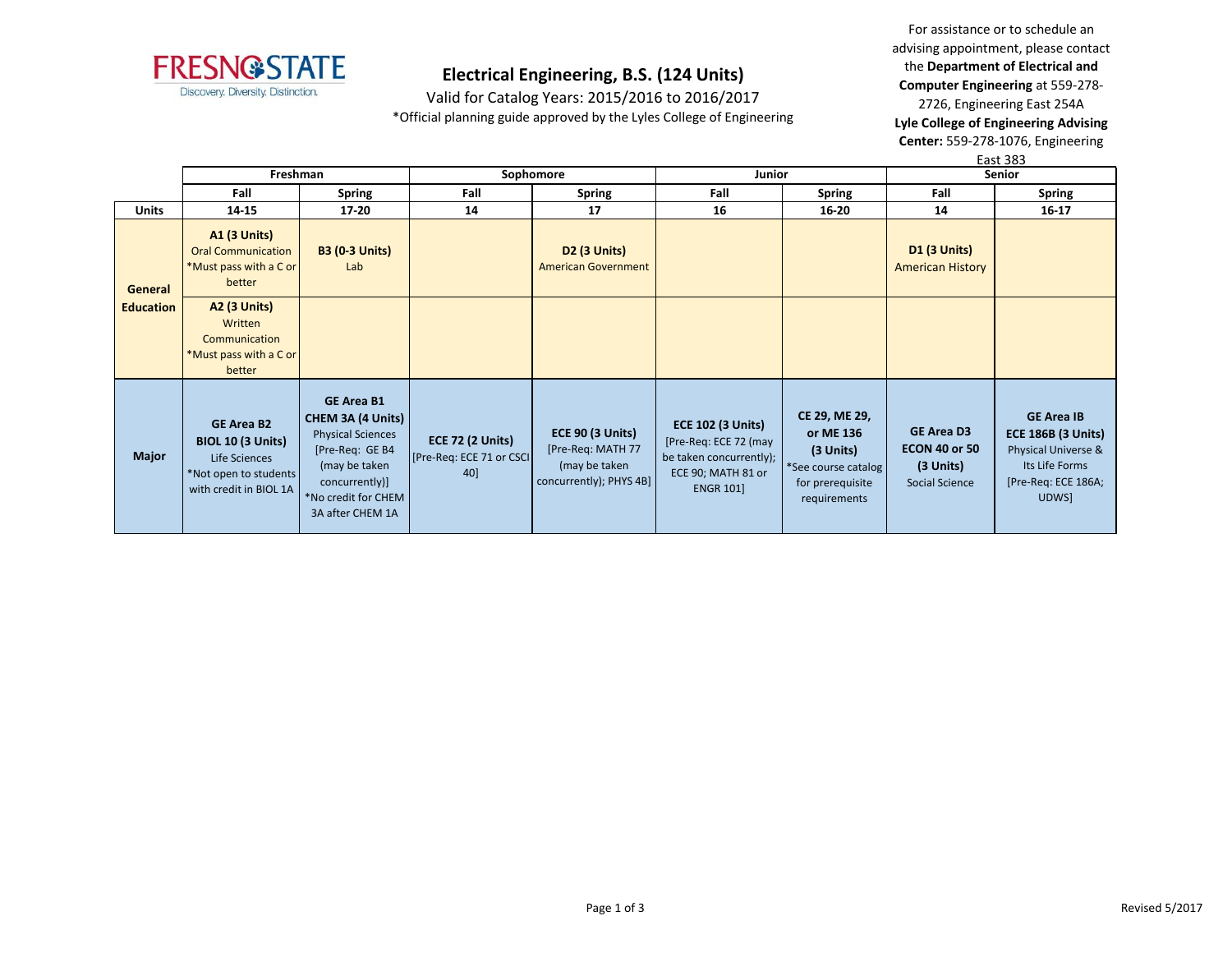# Electrical Engineering, B.S. (124 Units)

Valid for Catalog Years: 2015/2016 to 2016/2017

*Official planning guide approved by the Lyles College of Engineering

For assistance or to schedule an advising appointment, please contact the **Department of Electrical and Computer Engineering** at 559-278-2726, Engineering East 254A

**Lyle College of Engineering Advising Center:** 559-278-1076, Engineering East 383

| | Freshman | | Sophomore | | Junior | | Senior | |
|---|---|---|---|---|---|---|---|---|
| | **Fall** | **Spring** | **Fall** | **Spring** | **Fall** | **Spring** | **Fall** | **Spring** |
| **Units** | **14-15** | **17-20** | **14** | **17** | **16** | **16-20** | **14** | **16-17** |
| **General Education** | **A1 (3 Units)** Oral Communication *Must pass with a C or better | **B3 (0-3 Units)** Lab | | **D2 (3 Units)** American Government | | | **D1 (3 Units)** American History | |
| | **A2 (3 Units)** Written Communication *Must pass with a C or better | | | | | | | |
| **Major** | **GE Area B2 BIOL 10 (3 Units)** Life Sciences *Not open to students with credit in BIOL 1A | **GE Area B1 CHEM 3A (4 Units)** Physical Sciences [Pre-Req: GE B4 (may be taken concurrently)] *No credit for CHEM 3A after CHEM 1A | **ECE 72 (2 Units)** [Pre-Req: ECE 71 or CSCI 40] | **ECE 90 (3 Units)** [Pre-Req: MATH 77 (may be taken concurrently); PHYS 4B] | **ECE 102 (3 Units)** [Pre-Req: ECE 72 (may be taken concurrently); ECE 90; MATH 81 or ENGR 101] | **CE 29, ME 29, or ME 136 (3 Units)** *See course catalog for prerequisite requirements | **GE Area D3 ECON 40 or 50 (3 Units)** Social Science | **GE Area IB ECE 186B (3 Units)** Physical Universe & Its Life Forms [Pre-Req: ECE 186A; UDWS] |

Revised 5/2017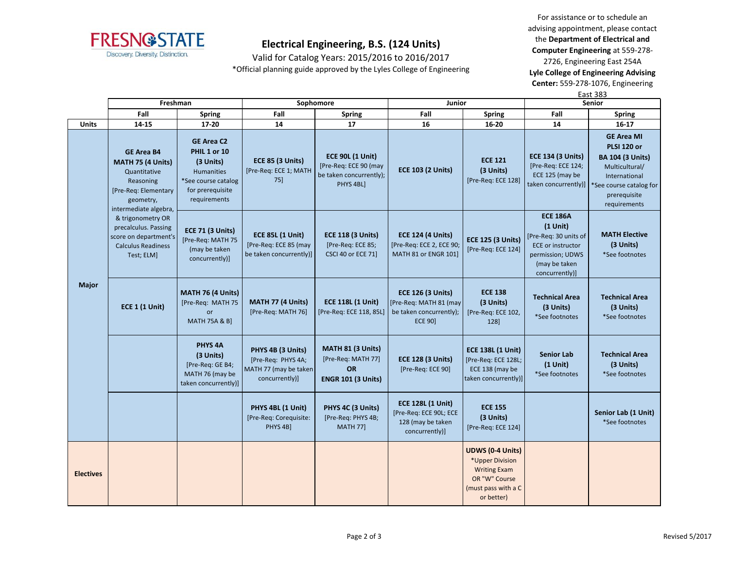# Electrical Engineering, B.S. (124 Units)

Valid for Catalog Years: 2015/2016 to 2016/2017

*Official planning guide approved by the Lyles College of Engineering

For assistance or to schedule an advising appointment, please contact the **Department of Electrical and Computer Engineering** at 559-278-2726, Engineering East 254A
**Lyle College of Engineering Advising Center:** 559-278-1076, Engineering East 383

| | Freshman | | Sophomore | | Junior | | Senior | |
|---|---|---|---|---|---|---|---|---|
| | **Fall** | **Spring** | **Fall** | **Spring** | **Fall** | **Spring** | **Fall** | **Spring** |
| **Units** | **14-15** | **17-20** | **14** | **17** | **16** | **16-20** | **14** | **16-17** |
| **Major** | **GE Area B4 MATH 75 (4 Units)** Quantitative Reasoning [Pre-Req: Elementary geometry, intermediate algebra, & trigonometry OR precalculus. Passing score on department's Calculus Readiness Test; ELM] | **GE Area C2 PHIL 1 or 10 (3 Units)** Humanities *See course catalog for prerequisite requirements | **ECE 85 (3 Units)** [Pre-Req: ECE 1; MATH 75] | **ECE 90L (1 Unit)** [Pre-Req: ECE 90 (may be taken concurrently); PHYS 4BL] | **ECE 103 (2 Units)** | **ECE 121 (3 Units)** [Pre-Req: ECE 128] | **ECE 134 (3 Units)** [Pre-Req: ECE 124; ECE 125 (may be taken concurrently)] | **GE Area MI PLSI 120 or BA 104 (3 Units)** Multicultural/ International *See course catalog for prerequisite requirements |
| | | **ECE 71 (3 Units)** [Pre-Req: MATH 75 (may be taken concurrently)] | **ECE 85L (1 Unit)** [Pre-Req: ECE 85 (may be taken concurrently)] | **ECE 118 (3 Units)** [Pre-Req: ECE 85; CSCI 40 or ECE 71] | **ECE 124 (4 Units)** [Pre-Req: ECE 2, ECE 90; MATH 81 or ENGR 101] | **ECE 125 (3 Units)** [Pre-Req: ECE 124] | **ECE 186A (1 Unit)** [Pre-Req: 30 units of ECE or instructor permission; UDWS (may be taken concurrently)] | **MATH Elective (3 Units)** *See footnotes |
| | **ECE 1 (1 Unit)** | **MATH 76 (4 Units)** [Pre-Req: MATH 75 or MATH 75A & B] | **MATH 77 (4 Units)** [Pre-Req: MATH 76] | **ECE 118L (1 Unit)** [Pre-Req: ECE 118, 85L] | **ECE 126 (3 Units)** [Pre-Req: MATH 81 (may be taken concurrently); ECE 90] | **ECE 138 (3 Units)** [Pre-Req: ECE 102, 128] | **Technical Area (3 Units)** *See footnotes | **Technical Area (3 Units)** *See footnotes |
| | | **PHYS 4A (3 Units)** [Pre-Req: GE B4; MATH 76 (may be taken concurrently)] | **PHYS 4B (3 Units)** [Pre-Req: PHYS 4A; MATH 77 (may be taken concurrently)] | **MATH 81 (3 Units)** [Pre-Req: MATH 77] **OR ENGR 101 (3 Units)** | **ECE 128 (3 Units)** [Pre-Req: ECE 90] | **ECE 138L (1 Unit)** [Pre-Req: ECE 128L; ECE 138 (may be taken concurrently)] | **Senior Lab (1 Unit)** *See footnotes | **Technical Area (3 Units)** *See footnotes |
| | | | **PHYS 4BL (1 Unit)** [Pre-Req: Corequisite: PHYS 4B] | **PHYS 4C (3 Units)** [Pre-Req: PHYS 4B; MATH 77] | **ECE 128L (1 Unit)** [Pre-Req: ECE 90L; ECE 128 (may be taken concurrently)] | **ECE 155 (3 Units)** [Pre-Req: ECE 124] | | **Senior Lab (1 Unit)** *See footnotes |
| **Electives** | | | | | | **UDWS (0-4 Units)** *Upper Division Writing Exam OR "W" Course (must pass with a C or better) | | |

Revised 5/2017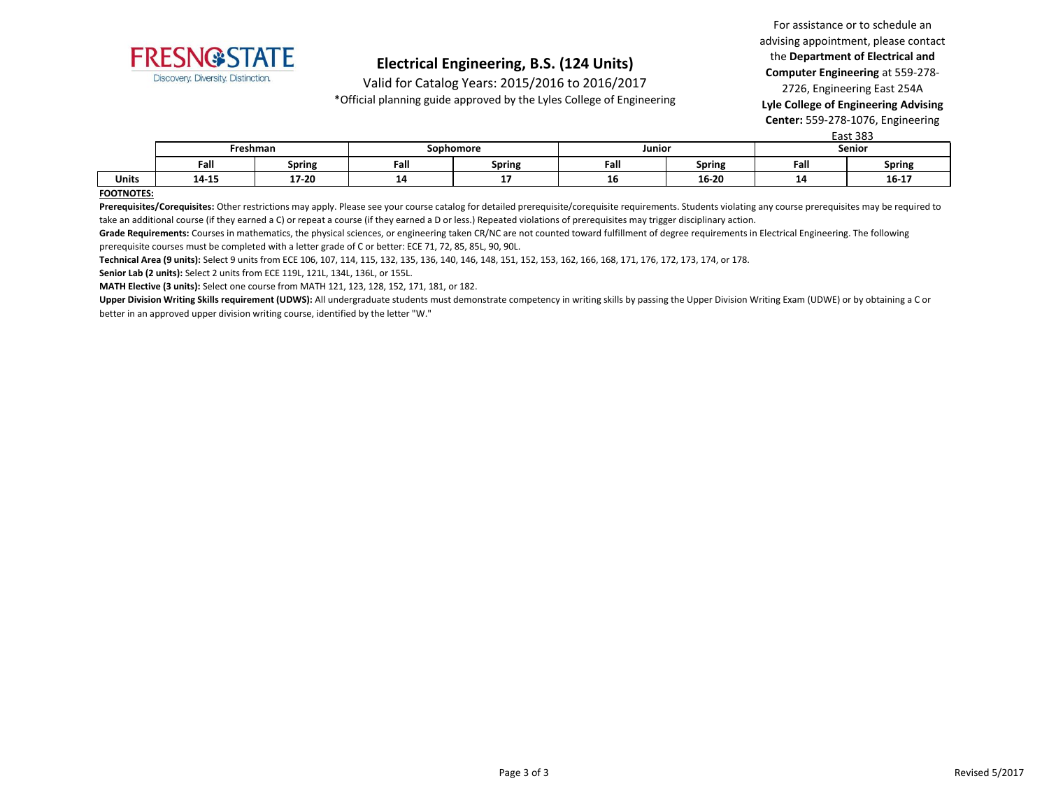# Electrical Engineering, B.S. (124 Units)

Valid for Catalog Years: 2015/2016 to 2016/2017

*Official planning guide approved by the Lyles College of Engineering

For assistance or to schedule an advising appointment, please contact the **Department of Electrical and Computer Engineering** at 559-278-2726, Engineering East 254A

**Lyle College of Engineering Advising Center:** 559-278-1076, Engineering East 383

| | Freshman | | Sophomore | | Junior | | Senior | |
|---|---|---|---|---|---|---|---|---|
| | **Fall** | **Spring** | **Fall** | **Spring** | **Fall** | **Spring** | **Fall** | **Spring** |
| **Units** | **14-15** | **17-20** | **14** | **17** | **16** | **16-20** | **14** | **16-17** |

**FOOTNOTES:**

**Prerequisites/Corequisites:** Other restrictions may apply. Please see your course catalog for detailed prerequisite/corequisite requirements. Students violating any course prerequisites may be required to take an additional course (if they earned a C) or repeat a course (if they earned a D or less.) Repeated violations of prerequisites may trigger disciplinary action.

**Grade Requirements:** Courses in mathematics, the physical sciences, or engineering taken CR/NC are not counted toward fulfillment of degree requirements in Electrical Engineering. The following prerequisite courses must be completed with a letter grade of C or better: ECE 71, 72, 85, 85L, 90, 90L.

**Technical Area (9 units):** Select 9 units from ECE 106, 107, 114, 115, 132, 135, 136, 140, 146, 148, 151, 152, 153, 162, 166, 168, 171, 176, 172, 173, 174, or 178.

**Senior Lab (2 units):** Select 2 units from ECE 119L, 121L, 134L, 136L, or 155L.

**MATH Elective (3 units):** Select one course from MATH 121, 123, 128, 152, 171, 181, or 182.

**Upper Division Writing Skills requirement (UDWS):** All undergraduate students must demonstrate competency in writing skills by passing the Upper Division Writing Exam (UDWE) or by obtaining a C or better in an approved upper division writing course, identified by the letter "W."

Revised 5/2017